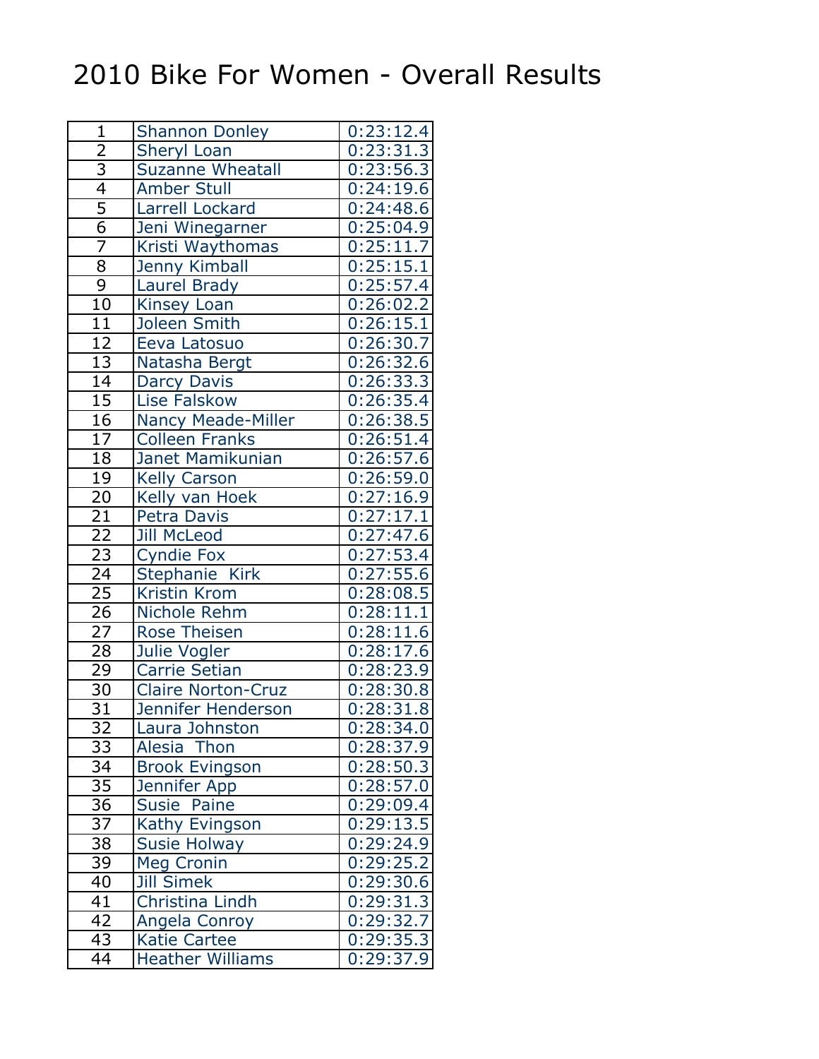# 2010 Bike For Women - Overall Results

| | | |
|---|---|---|
| 1 | Shannon Donley | 0:23:12.4 |
| 2 | Sheryl Loan | 0:23:31.3 |
| 3 | Suzanne Wheatall | 0:23:56.3 |
| 4 | Amber Stull | 0:24:19.6 |
| 5 | Larrell Lockard | 0:24:48.6 |
| 6 | Jeni Winegarner | 0:25:04.9 |
| 7 | Kristi Waythomas | 0:25:11.7 |
| 8 | Jenny Kimball | 0:25:15.1 |
| 9 | Laurel Brady | 0:25:57.4 |
| 10 | Kinsey Loan | 0:26:02.2 |
| 11 | Joleen Smith | 0:26:15.1 |
| 12 | Eeva Latosuo | 0:26:30.7 |
| 13 | Natasha Bergt | 0:26:32.6 |
| 14 | Darcy Davis | 0:26:33.3 |
| 15 | Lise Falskow | 0:26:35.4 |
| 16 | Nancy Meade-Miller | 0:26:38.5 |
| 17 | Colleen Franks | 0:26:51.4 |
| 18 | Janet Mamikunian | 0:26:57.6 |
| 19 | Kelly Carson | 0:26:59.0 |
| 20 | Kelly van Hoek | 0:27:16.9 |
| 21 | Petra Davis | 0:27:17.1 |
| 22 | Jill McLeod | 0:27:47.6 |
| 23 | Cyndie Fox | 0:27:53.4 |
| 24 | Stephanie  Kirk | 0:27:55.6 |
| 25 | Kristin Krom | 0:28:08.5 |
| 26 | Nichole Rehm | 0:28:11.1 |
| 27 | Rose Theisen | 0:28:11.6 |
| 28 | Julie Vogler | 0:28:17.6 |
| 29 | Carrie Setian | 0:28:23.9 |
| 30 | Claire Norton-Cruz | 0:28:30.8 |
| 31 | Jennifer Henderson | 0:28:31.8 |
| 32 | Laura Johnston | 0:28:34.0 |
| 33 | Alesia  Thon | 0:28:37.9 |
| 34 | Brook Evingson | 0:28:50.3 |
| 35 | Jennifer App | 0:28:57.0 |
| 36 | Susie  Paine | 0:29:09.4 |
| 37 | Kathy Evingson | 0:29:13.5 |
| 38 | Susie Holway | 0:29:24.9 |
| 39 | Meg Cronin | 0:29:25.2 |
| 40 | Jill Simek | 0:29:30.6 |
| 41 | Christina Lindh | 0:29:31.3 |
| 42 | Angela Conroy | 0:29:32.7 |
| 43 | Katie Cartee | 0:29:35.3 |
| 44 | Heather Williams | 0:29:37.9 |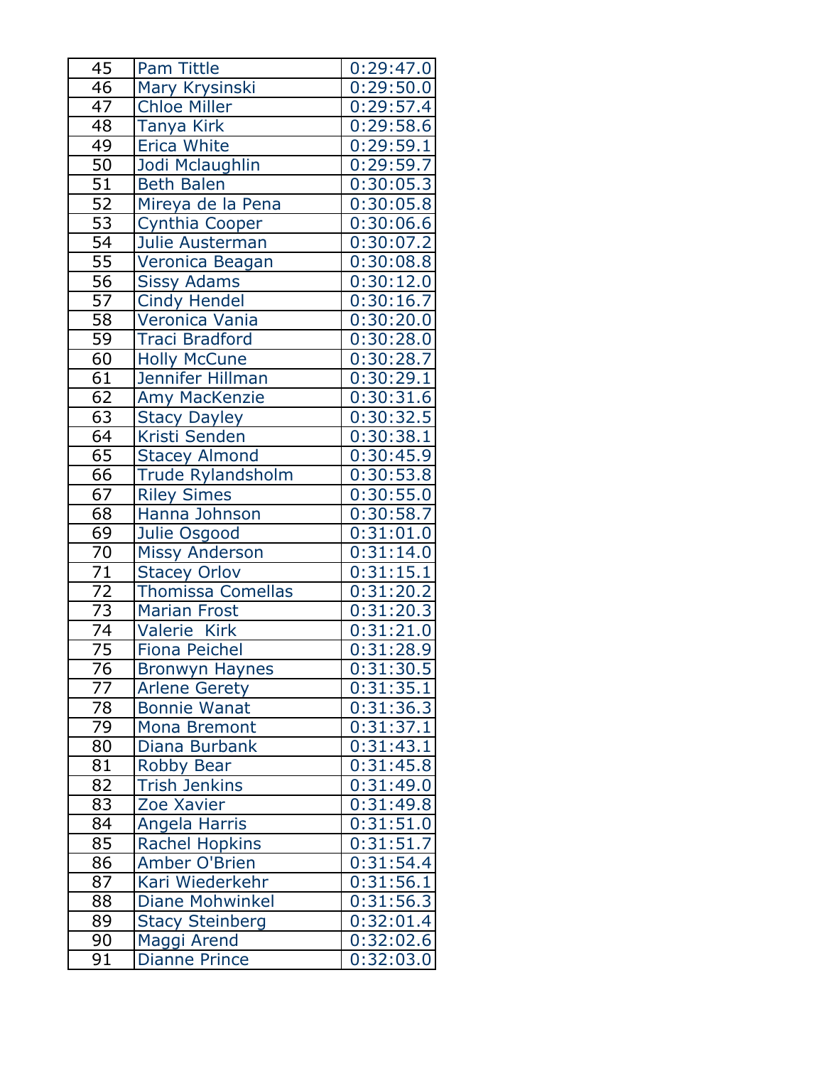| 45 | Pam Tittle | 0:29:47.0 |
|---|---|---|
| 46 | Mary Krysinski | 0:29:50.0 |
| 47 | Chloe Miller | 0:29:57.4 |
| 48 | Tanya Kirk | 0:29:58.6 |
| 49 | Erica White | 0:29:59.1 |
| 50 | Jodi Mclaughlin | 0:29:59.7 |
| 51 | Beth Balen | 0:30:05.3 |
| 52 | Mireya de la Pena | 0:30:05.8 |
| 53 | Cynthia Cooper | 0:30:06.6 |
| 54 | Julie Austerman | 0:30:07.2 |
| 55 | Veronica Beagan | 0:30:08.8 |
| 56 | Sissy Adams | 0:30:12.0 |
| 57 | Cindy Hendel | 0:30:16.7 |
| 58 | Veronica Vania | 0:30:20.0 |
| 59 | Traci Bradford | 0:30:28.0 |
| 60 | Holly McCune | 0:30:28.7 |
| 61 | Jennifer Hillman | 0:30:29.1 |
| 62 | Amy MacKenzie | 0:30:31.6 |
| 63 | Stacy Dayley | 0:30:32.5 |
| 64 | Kristi Senden | 0:30:38.1 |
| 65 | Stacey Almond | 0:30:45.9 |
| 66 | Trude Rylandsholm | 0:30:53.8 |
| 67 | Riley Simes | 0:30:55.0 |
| 68 | Hanna Johnson | 0:30:58.7 |
| 69 | Julie Osgood | 0:31:01.0 |
| 70 | Missy Anderson | 0:31:14.0 |
| 71 | Stacey Orlov | 0:31:15.1 |
| 72 | Thomissa Comellas | 0:31:20.2 |
| 73 | Marian Frost | 0:31:20.3 |
| 74 | Valerie  Kirk | 0:31:21.0 |
| 75 | Fiona Peichel | 0:31:28.9 |
| 76 | Bronwyn Haynes | 0:31:30.5 |
| 77 | Arlene Gerety | 0:31:35.1 |
| 78 | Bonnie Wanat | 0:31:36.3 |
| 79 | Mona Bremont | 0:31:37.1 |
| 80 | Diana Burbank | 0:31:43.1 |
| 81 | Robby Bear | 0:31:45.8 |
| 82 | Trish Jenkins | 0:31:49.0 |
| 83 | Zoe Xavier | 0:31:49.8 |
| 84 | Angela Harris | 0:31:51.0 |
| 85 | Rachel Hopkins | 0:31:51.7 |
| 86 | Amber O'Brien | 0:31:54.4 |
| 87 | Kari Wiederkehr | 0:31:56.1 |
| 88 | Diane Mohwinkel | 0:31:56.3 |
| 89 | Stacy Steinberg | 0:32:01.4 |
| 90 | Maggi Arend | 0:32:02.6 |
| 91 | Dianne Prince | 0:32:03.0 |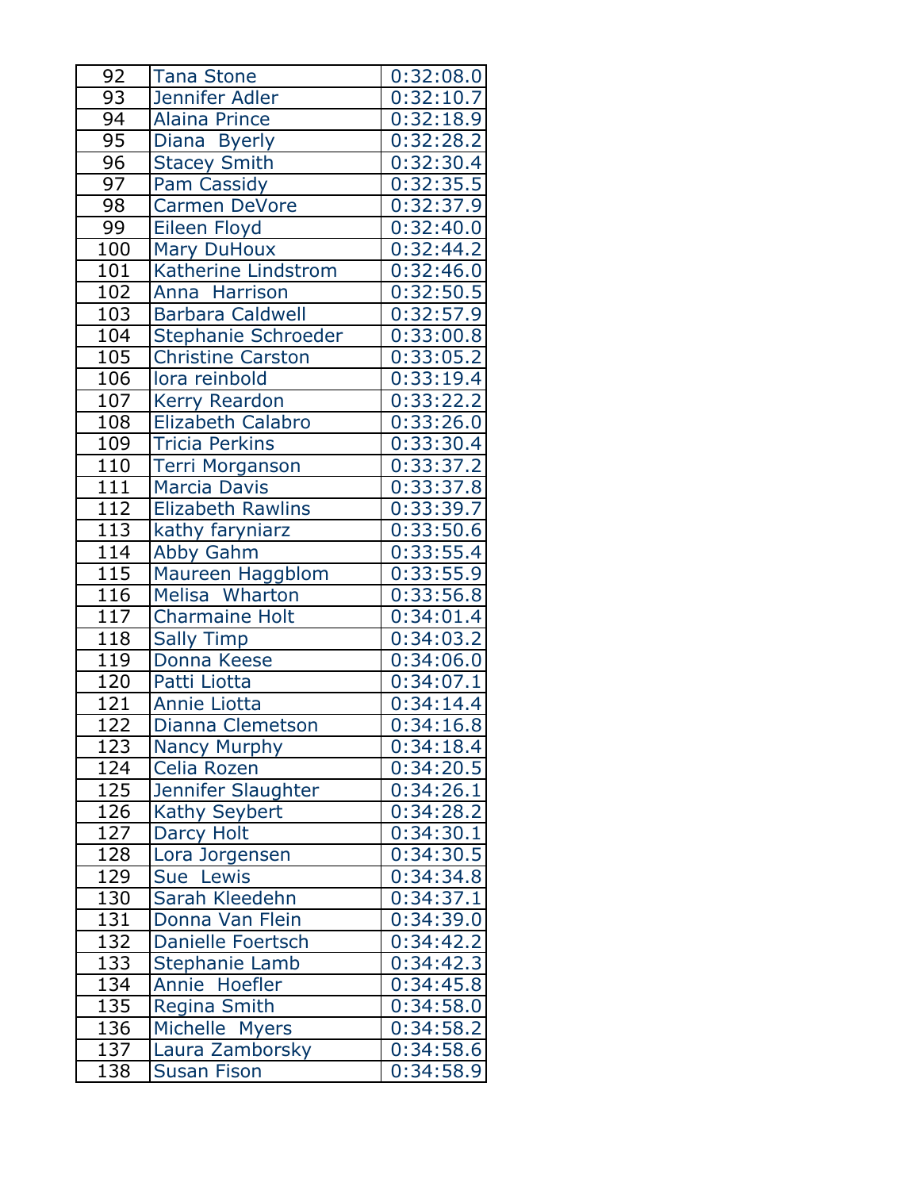| 92 | Tana Stone | 0:32:08.0 |
|---|---|---|
| 93 | Jennifer Adler | 0:32:10.7 |
| 94 | Alaina Prince | 0:32:18.9 |
| 95 | Diana  Byerly | 0:32:28.2 |
| 96 | Stacey Smith | 0:32:30.4 |
| 97 | Pam Cassidy | 0:32:35.5 |
| 98 | Carmen DeVore | 0:32:37.9 |
| 99 | Eileen Floyd | 0:32:40.0 |
| 100 | Mary DuHoux | 0:32:44.2 |
| 101 | Katherine Lindstrom | 0:32:46.0 |
| 102 | Anna  Harrison | 0:32:50.5 |
| 103 | Barbara Caldwell | 0:32:57.9 |
| 104 | Stephanie Schroeder | 0:33:00.8 |
| 105 | Christine Carston | 0:33:05.2 |
| 106 | lora reinbold | 0:33:19.4 |
| 107 | Kerry Reardon | 0:33:22.2 |
| 108 | Elizabeth Calabro | 0:33:26.0 |
| 109 | Tricia Perkins | 0:33:30.4 |
| 110 | Terri Morganson | 0:33:37.2 |
| 111 | Marcia Davis | 0:33:37.8 |
| 112 | Elizabeth Rawlins | 0:33:39.7 |
| 113 | kathy faryniarz | 0:33:50.6 |
| 114 | Abby Gahm | 0:33:55.4 |
| 115 | Maureen Haggblom | 0:33:55.9 |
| 116 | Melisa  Wharton | 0:33:56.8 |
| 117 | Charmaine Holt | 0:34:01.4 |
| 118 | Sally Timp | 0:34:03.2 |
| 119 | Donna Keese | 0:34:06.0 |
| 120 | Patti Liotta | 0:34:07.1 |
| 121 | Annie Liotta | 0:34:14.4 |
| 122 | Dianna Clemetson | 0:34:16.8 |
| 123 | Nancy Murphy | 0:34:18.4 |
| 124 | Celia Rozen | 0:34:20.5 |
| 125 | Jennifer Slaughter | 0:34:26.1 |
| 126 | Kathy Seybert | 0:34:28.2 |
| 127 | Darcy Holt | 0:34:30.1 |
| 128 | Lora Jorgensen | 0:34:30.5 |
| 129 | Sue  Lewis | 0:34:34.8 |
| 130 | Sarah Kleedehn | 0:34:37.1 |
| 131 | Donna Van Flein | 0:34:39.0 |
| 132 | Danielle Foertsch | 0:34:42.2 |
| 133 | Stephanie Lamb | 0:34:42.3 |
| 134 | Annie  Hoefler | 0:34:45.8 |
| 135 | Regina Smith | 0:34:58.0 |
| 136 | Michelle  Myers | 0:34:58.2 |
| 137 | Laura Zamborsky | 0:34:58.6 |
| 138 | Susan Fison | 0:34:58.9 |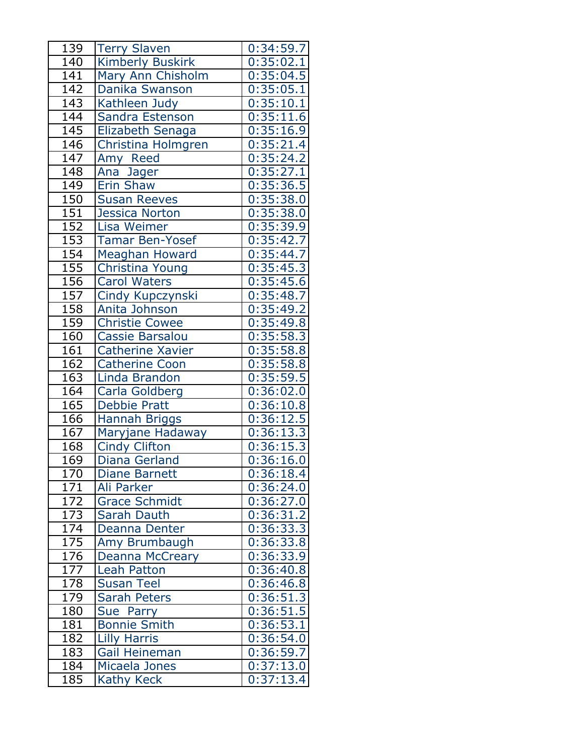| 139 | Terry Slaven | 0:34:59.7 |
|---|---|---|
| 140 | Kimberly Buskirk | 0:35:02.1 |
| 141 | Mary Ann Chisholm | 0:35:04.5 |
| 142 | Danika Swanson | 0:35:05.1 |
| 143 | Kathleen Judy | 0:35:10.1 |
| 144 | Sandra Estenson | 0:35:11.6 |
| 145 | Elizabeth Senaga | 0:35:16.9 |
| 146 | Christina Holmgren | 0:35:21.4 |
| 147 | Amy  Reed | 0:35:24.2 |
| 148 | Ana  Jager | 0:35:27.1 |
| 149 | Erin Shaw | 0:35:36.5 |
| 150 | Susan Reeves | 0:35:38.0 |
| 151 | Jessica Norton | 0:35:38.0 |
| 152 | Lisa Weimer | 0:35:39.9 |
| 153 | Tamar Ben-Yosef | 0:35:42.7 |
| 154 | Meaghan Howard | 0:35:44.7 |
| 155 | Christina Young | 0:35:45.3 |
| 156 | Carol Waters | 0:35:45.6 |
| 157 | Cindy Kupczynski | 0:35:48.7 |
| 158 | Anita Johnson | 0:35:49.2 |
| 159 | Christie Cowee | 0:35:49.8 |
| 160 | Cassie Barsalou | 0:35:58.3 |
| 161 | Catherine Xavier | 0:35:58.8 |
| 162 | Catherine Coon | 0:35:58.8 |
| 163 | Linda Brandon | 0:35:59.5 |
| 164 | Carla Goldberg | 0:36:02.0 |
| 165 | Debbie Pratt | 0:36:10.8 |
| 166 | Hannah Briggs | 0:36:12.5 |
| 167 | Maryjane Hadaway | 0:36:13.3 |
| 168 | Cindy Clifton | 0:36:15.3 |
| 169 | Diana Gerland | 0:36:16.0 |
| 170 | Diane Barnett | 0:36:18.4 |
| 171 | Ali Parker | 0:36:24.0 |
| 172 | Grace Schmidt | 0:36:27.0 |
| 173 | Sarah Dauth | 0:36:31.2 |
| 174 | Deanna Denter | 0:36:33.3 |
| 175 | Amy Brumbaugh | 0:36:33.8 |
| 176 | Deanna McCreary | 0:36:33.9 |
| 177 | Leah Patton | 0:36:40.8 |
| 178 | Susan Teel | 0:36:46.8 |
| 179 | Sarah Peters | 0:36:51.3 |
| 180 | Sue  Parry | 0:36:51.5 |
| 181 | Bonnie Smith | 0:36:53.1 |
| 182 | Lilly Harris | 0:36:54.0 |
| 183 | Gail Heineman | 0:36:59.7 |
| 184 | Micaela Jones | 0:37:13.0 |
| 185 | Kathy Keck | 0:37:13.4 |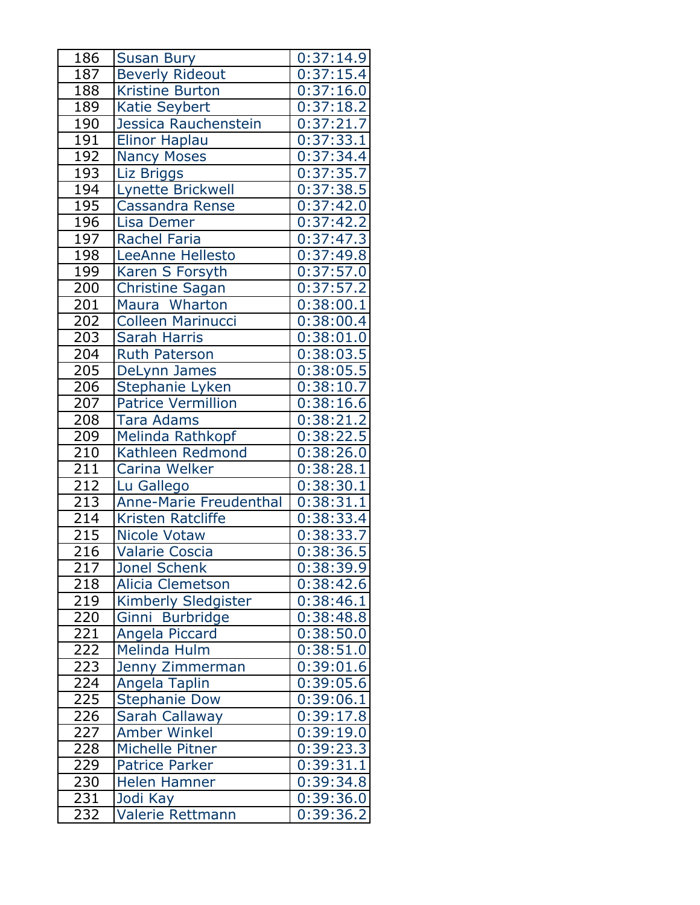| 186 | Susan Bury | 0:37:14.9 |
|---|---|---|
| 187 | Beverly Rideout | 0:37:15.4 |
| 188 | Kristine Burton | 0:37:16.0 |
| 189 | Katie Seybert | 0:37:18.2 |
| 190 | Jessica Rauchenstein | 0:37:21.7 |
| 191 | Elinor Haplau | 0:37:33.1 |
| 192 | Nancy Moses | 0:37:34.4 |
| 193 | Liz Briggs | 0:37:35.7 |
| 194 | Lynette Brickwell | 0:37:38.5 |
| 195 | Cassandra Rense | 0:37:42.0 |
| 196 | Lisa Demer | 0:37:42.2 |
| 197 | Rachel Faria | 0:37:47.3 |
| 198 | LeeAnne Hellesto | 0:37:49.8 |
| 199 | Karen S Forsyth | 0:37:57.0 |
| 200 | Christine Sagan | 0:37:57.2 |
| 201 | Maura  Wharton | 0:38:00.1 |
| 202 | Colleen Marinucci | 0:38:00.4 |
| 203 | Sarah Harris | 0:38:01.0 |
| 204 | Ruth Paterson | 0:38:03.5 |
| 205 | DeLynn James | 0:38:05.5 |
| 206 | Stephanie Lyken | 0:38:10.7 |
| 207 | Patrice Vermillion | 0:38:16.6 |
| 208 | Tara Adams | 0:38:21.2 |
| 209 | Melinda Rathkopf | 0:38:22.5 |
| 210 | Kathleen Redmond | 0:38:26.0 |
| 211 | Carina Welker | 0:38:28.1 |
| 212 | Lu Gallego | 0:38:30.1 |
| 213 | Anne-Marie Freudenthal | 0:38:31.1 |
| 214 | Kristen Ratcliffe | 0:38:33.4 |
| 215 | Nicole Votaw | 0:38:33.7 |
| 216 | Valarie Coscia | 0:38:36.5 |
| 217 | Jonel Schenk | 0:38:39.9 |
| 218 | Alicia Clemetson | 0:38:42.6 |
| 219 | Kimberly Sledgister | 0:38:46.1 |
| 220 | Ginni  Burbridge | 0:38:48.8 |
| 221 | Angela Piccard | 0:38:50.0 |
| 222 | Melinda Hulm | 0:38:51.0 |
| 223 | Jenny Zimmerman | 0:39:01.6 |
| 224 | Angela Taplin | 0:39:05.6 |
| 225 | Stephanie Dow | 0:39:06.1 |
| 226 | Sarah Callaway | 0:39:17.8 |
| 227 | Amber Winkel | 0:39:19.0 |
| 228 | Michelle Pitner | 0:39:23.3 |
| 229 | Patrice Parker | 0:39:31.1 |
| 230 | Helen Hamner | 0:39:34.8 |
| 231 | Jodi Kay | 0:39:36.0 |
| 232 | Valerie Rettmann | 0:39:36.2 |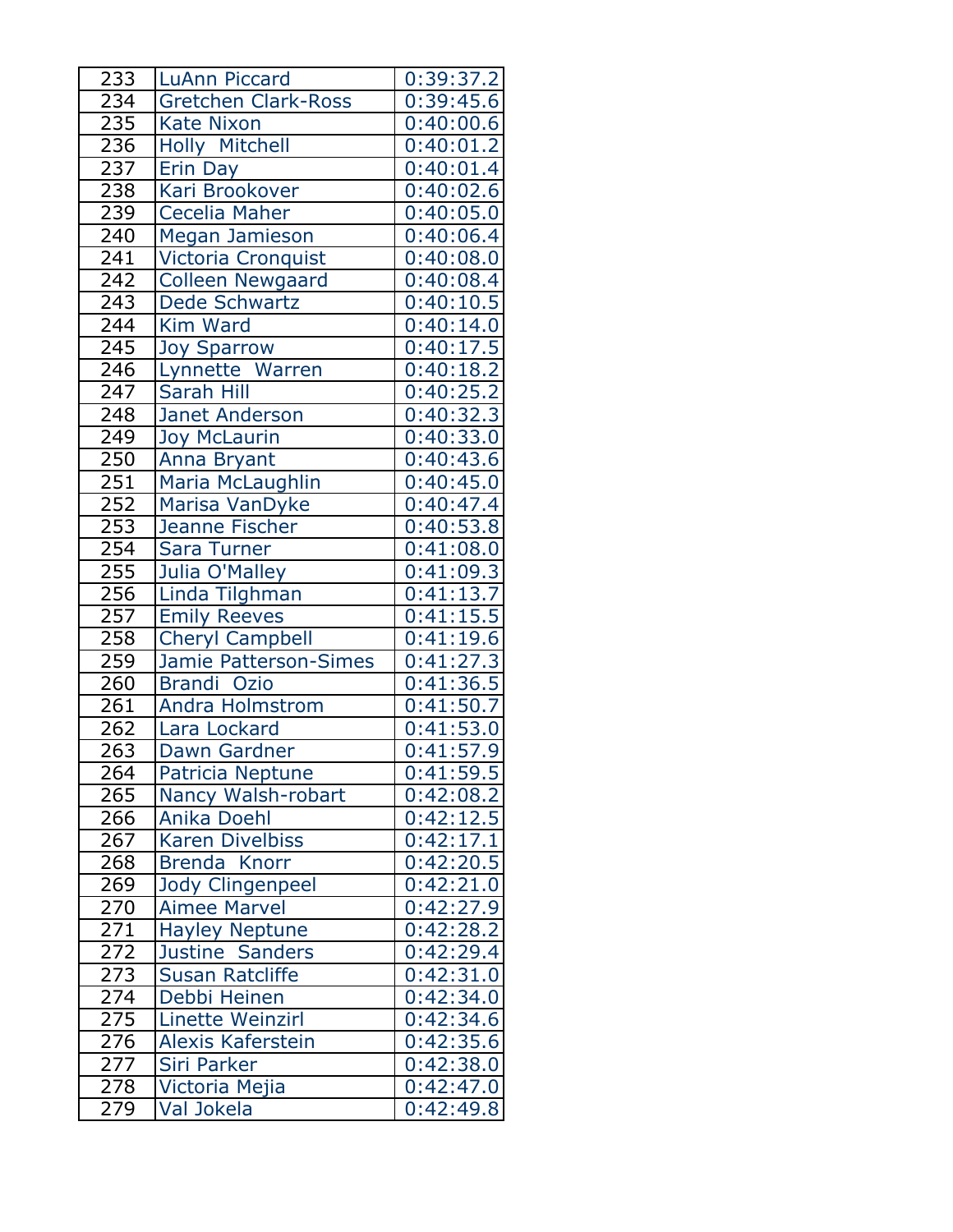| | | |
|---|---|---|
| 233 | LuAnn Piccard | 0:39:37.2 |
| 234 | Gretchen Clark-Ross | 0:39:45.6 |
| 235 | Kate Nixon | 0:40:00.6 |
| 236 | Holly  Mitchell | 0:40:01.2 |
| 237 | Erin Day | 0:40:01.4 |
| 238 | Kari Brookover | 0:40:02.6 |
| 239 | Cecelia Maher | 0:40:05.0 |
| 240 | Megan Jamieson | 0:40:06.4 |
| 241 | Victoria Cronquist | 0:40:08.0 |
| 242 | Colleen Newgaard | 0:40:08.4 |
| 243 | Dede Schwartz | 0:40:10.5 |
| 244 | Kim Ward | 0:40:14.0 |
| 245 | Joy Sparrow | 0:40:17.5 |
| 246 | Lynnette  Warren | 0:40:18.2 |
| 247 | Sarah Hill | 0:40:25.2 |
| 248 | Janet Anderson | 0:40:32.3 |
| 249 | Joy McLaurin | 0:40:33.0 |
| 250 | Anna Bryant | 0:40:43.6 |
| 251 | Maria McLaughlin | 0:40:45.0 |
| 252 | Marisa VanDyke | 0:40:47.4 |
| 253 | Jeanne Fischer | 0:40:53.8 |
| 254 | Sara Turner | 0:41:08.0 |
| 255 | Julia O'Malley | 0:41:09.3 |
| 256 | Linda Tilghman | 0:41:13.7 |
| 257 | Emily Reeves | 0:41:15.5 |
| 258 | Cheryl Campbell | 0:41:19.6 |
| 259 | Jamie Patterson-Simes | 0:41:27.3 |
| 260 | Brandi  Ozio | 0:41:36.5 |
| 261 | Andra Holmstrom | 0:41:50.7 |
| 262 | Lara Lockard | 0:41:53.0 |
| 263 | Dawn Gardner | 0:41:57.9 |
| 264 | Patricia Neptune | 0:41:59.5 |
| 265 | Nancy Walsh-robart | 0:42:08.2 |
| 266 | Anika Doehl | 0:42:12.5 |
| 267 | Karen Divelbiss | 0:42:17.1 |
| 268 | Brenda  Knorr | 0:42:20.5 |
| 269 | Jody Clingenpeel | 0:42:21.0 |
| 270 | Aimee Marvel | 0:42:27.9 |
| 271 | Hayley Neptune | 0:42:28.2 |
| 272 | Justine  Sanders | 0:42:29.4 |
| 273 | Susan Ratcliffe | 0:42:31.0 |
| 274 | Debbi Heinen | 0:42:34.0 |
| 275 | Linette Weinzirl | 0:42:34.6 |
| 276 | Alexis Kaferstein | 0:42:35.6 |
| 277 | Siri Parker | 0:42:38.0 |
| 278 | Victoria Mejia | 0:42:47.0 |
| 279 | Val Jokela | 0:42:49.8 |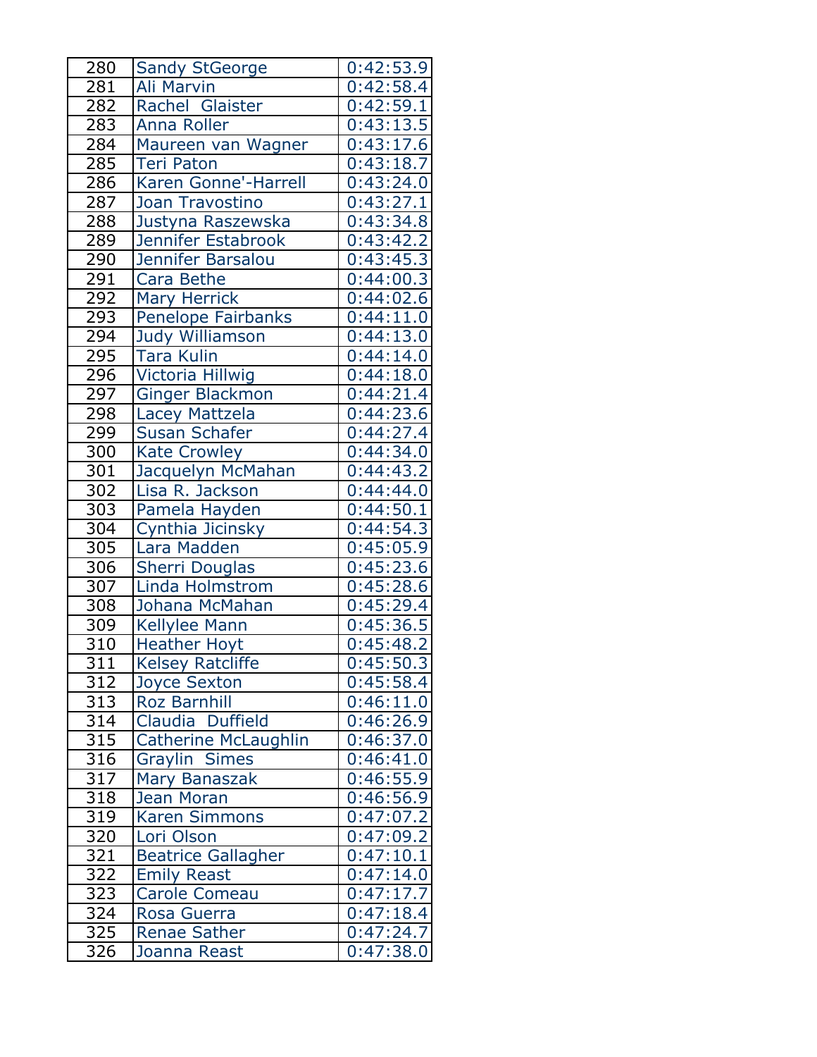| 280 | Sandy StGeorge | 0:42:53.9 |
|---|---|---|
| 281 | Ali Marvin | 0:42:58.4 |
| 282 | Rachel  Glaister | 0:42:59.1 |
| 283 | Anna Roller | 0:43:13.5 |
| 284 | Maureen van Wagner | 0:43:17.6 |
| 285 | Teri Paton | 0:43:18.7 |
| 286 | Karen Gonne'-Harrell | 0:43:24.0 |
| 287 | Joan Travostino | 0:43:27.1 |
| 288 | Justyna Raszewska | 0:43:34.8 |
| 289 | Jennifer Estabrook | 0:43:42.2 |
| 290 | Jennifer Barsalou | 0:43:45.3 |
| 291 | Cara Bethe | 0:44:00.3 |
| 292 | Mary Herrick | 0:44:02.6 |
| 293 | Penelope Fairbanks | 0:44:11.0 |
| 294 | Judy Williamson | 0:44:13.0 |
| 295 | Tara Kulin | 0:44:14.0 |
| 296 | Victoria Hillwig | 0:44:18.0 |
| 297 | Ginger Blackmon | 0:44:21.4 |
| 298 | Lacey Mattzela | 0:44:23.6 |
| 299 | Susan Schafer | 0:44:27.4 |
| 300 | Kate Crowley | 0:44:34.0 |
| 301 | Jacquelyn McMahan | 0:44:43.2 |
| 302 | Lisa R. Jackson | 0:44:44.0 |
| 303 | Pamela Hayden | 0:44:50.1 |
| 304 | Cynthia Jicinsky | 0:44:54.3 |
| 305 | Lara Madden | 0:45:05.9 |
| 306 | Sherri Douglas | 0:45:23.6 |
| 307 | Linda Holmstrom | 0:45:28.6 |
| 308 | Johana McMahan | 0:45:29.4 |
| 309 | Kellylee Mann | 0:45:36.5 |
| 310 | Heather Hoyt | 0:45:48.2 |
| 311 | Kelsey Ratcliffe | 0:45:50.3 |
| 312 | Joyce Sexton | 0:45:58.4 |
| 313 | Roz Barnhill | 0:46:11.0 |
| 314 | Claudia  Duffield | 0:46:26.9 |
| 315 | Catherine McLaughlin | 0:46:37.0 |
| 316 | Graylin  Simes | 0:46:41.0 |
| 317 | Mary Banaszak | 0:46:55.9 |
| 318 | Jean Moran | 0:46:56.9 |
| 319 | Karen Simmons | 0:47:07.2 |
| 320 | Lori Olson | 0:47:09.2 |
| 321 | Beatrice Gallagher | 0:47:10.1 |
| 322 | Emily Reast | 0:47:14.0 |
| 323 | Carole Comeau | 0:47:17.7 |
| 324 | Rosa Guerra | 0:47:18.4 |
| 325 | Renae Sather | 0:47:24.7 |
| 326 | Joanna Reast | 0:47:38.0 |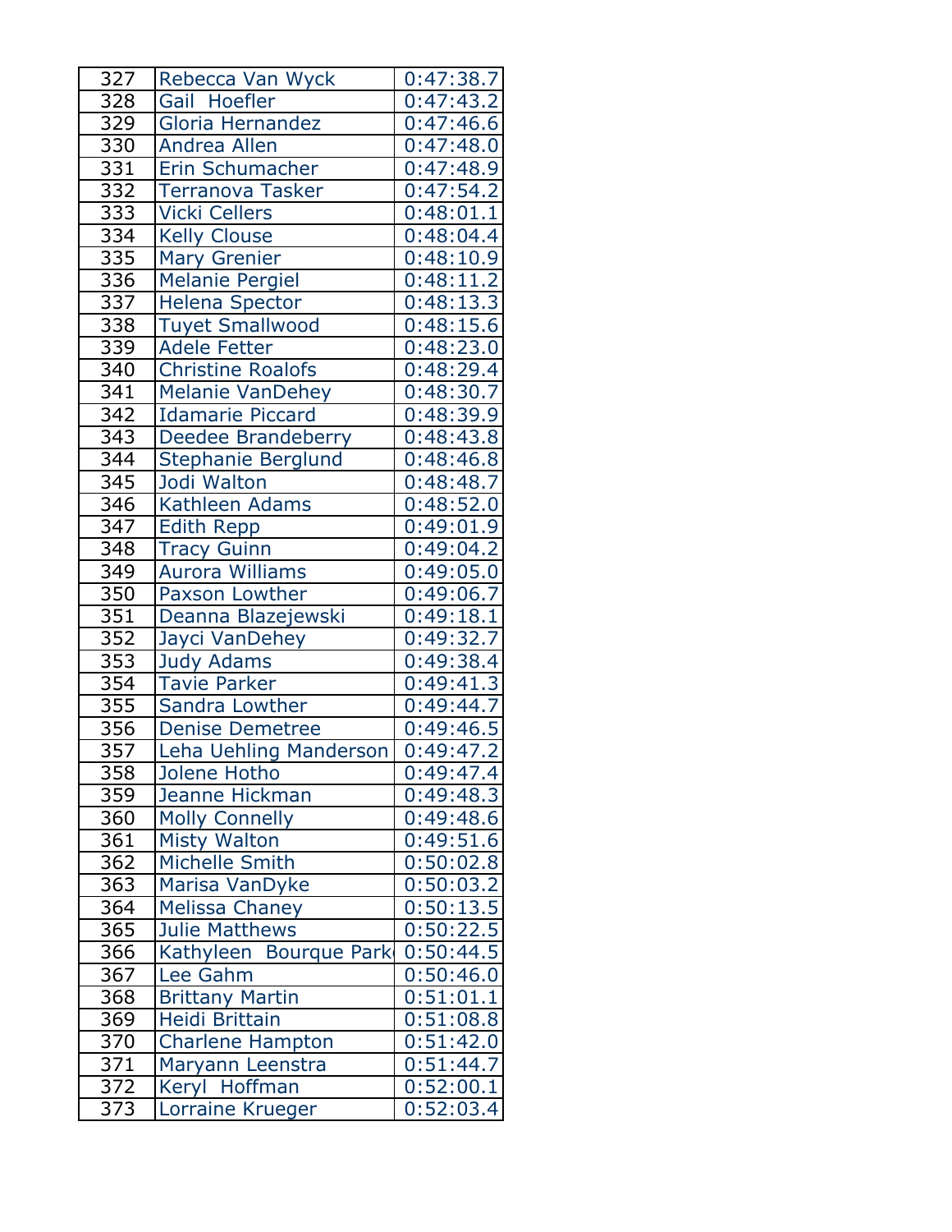| | | |
|---|---|---|
| 327 | Rebecca Van Wyck | 0:47:38.7 |
| 328 | Gail  Hoefler | 0:47:43.2 |
| 329 | Gloria Hernandez | 0:47:46.6 |
| 330 | Andrea Allen | 0:47:48.0 |
| 331 | Erin Schumacher | 0:47:48.9 |
| 332 | Terranova Tasker | 0:47:54.2 |
| 333 | Vicki Cellers | 0:48:01.1 |
| 334 | Kelly Clouse | 0:48:04.4 |
| 335 | Mary Grenier | 0:48:10.9 |
| 336 | Melanie Pergiel | 0:48:11.2 |
| 337 | Helena Spector | 0:48:13.3 |
| 338 | Tuyet Smallwood | 0:48:15.6 |
| 339 | Adele Fetter | 0:48:23.0 |
| 340 | Christine Roalofs | 0:48:29.4 |
| 341 | Melanie VanDehey | 0:48:30.7 |
| 342 | Idamarie Piccard | 0:48:39.9 |
| 343 | Deedee Brandeberry | 0:48:43.8 |
| 344 | Stephanie Berglund | 0:48:46.8 |
| 345 | Jodi Walton | 0:48:48.7 |
| 346 | Kathleen Adams | 0:48:52.0 |
| 347 | Edith Repp | 0:49:01.9 |
| 348 | Tracy Guinn | 0:49:04.2 |
| 349 | Aurora Williams | 0:49:05.0 |
| 350 | Paxson Lowther | 0:49:06.7 |
| 351 | Deanna Blazejewski | 0:49:18.1 |
| 352 | Jayci VanDehey | 0:49:32.7 |
| 353 | Judy Adams | 0:49:38.4 |
| 354 | Tavie Parker | 0:49:41.3 |
| 355 | Sandra Lowther | 0:49:44.7 |
| 356 | Denise Demetree | 0:49:46.5 |
| 357 | Leha Uehling Manderson | 0:49:47.2 |
| 358 | Jolene Hotho | 0:49:47.4 |
| 359 | Jeanne Hickman | 0:49:48.3 |
| 360 | Molly Connelly | 0:49:48.6 |
| 361 | Misty Walton | 0:49:51.6 |
| 362 | Michelle Smith | 0:50:02.8 |
| 363 | Marisa VanDyke | 0:50:03.2 |
| 364 | Melissa Chaney | 0:50:13.5 |
| 365 | Julie Matthews | 0:50:22.5 |
| 366 | Kathyleen  Bourque Park | 0:50:44.5 |
| 367 | Lee Gahm | 0:50:46.0 |
| 368 | Brittany Martin | 0:51:01.1 |
| 369 | Heidi Brittain | 0:51:08.8 |
| 370 | Charlene Hampton | 0:51:42.0 |
| 371 | Maryann Leenstra | 0:51:44.7 |
| 372 | Keryl  Hoffman | 0:52:00.1 |
| 373 | Lorraine Krueger | 0:52:03.4 |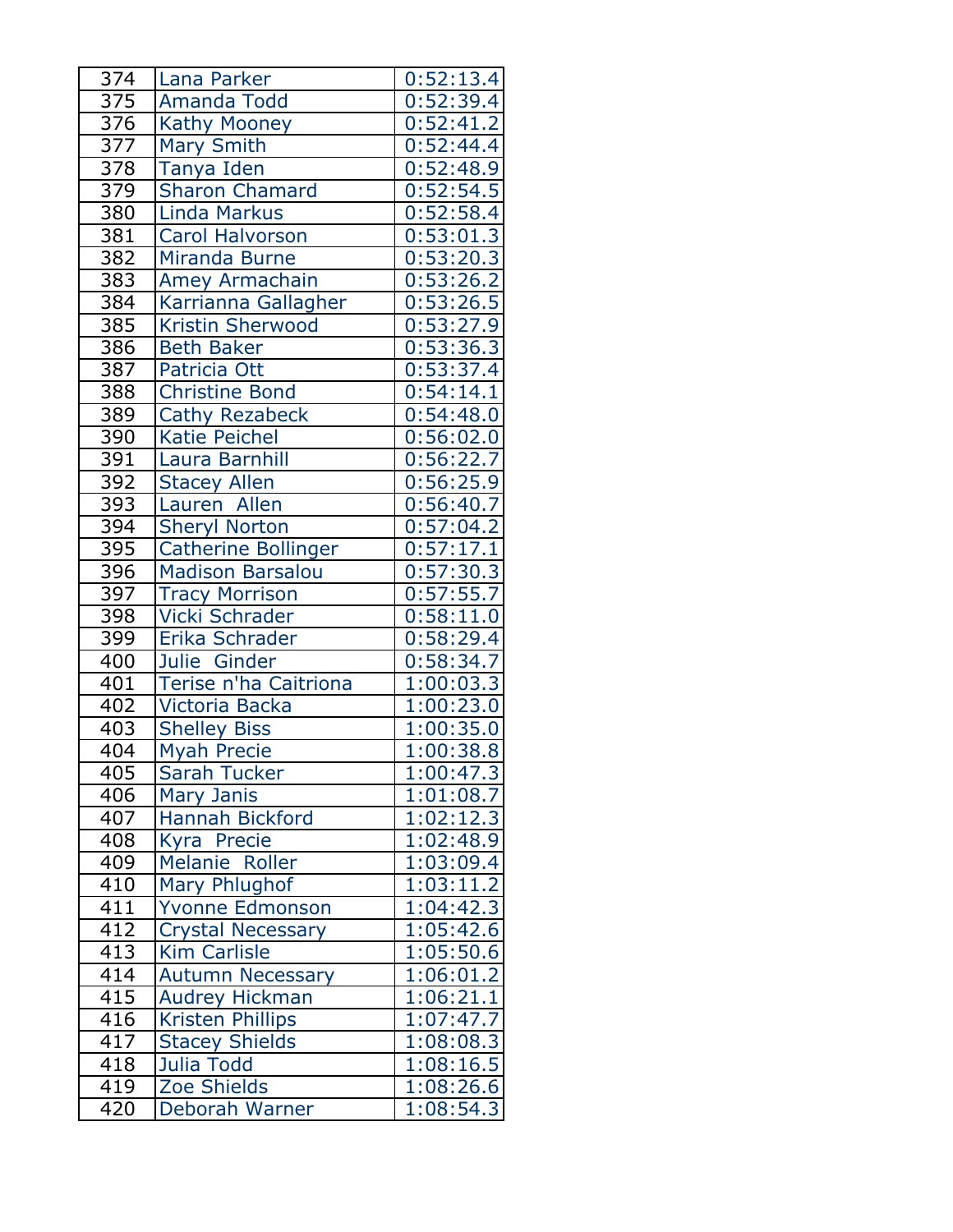| 374 | Lana Parker | 0:52:13.4 |
|---|---|---|
| 375 | Amanda Todd | 0:52:39.4 |
| 376 | Kathy Mooney | 0:52:41.2 |
| 377 | Mary Smith | 0:52:44.4 |
| 378 | Tanya Iden | 0:52:48.9 |
| 379 | Sharon Chamard | 0:52:54.5 |
| 380 | Linda Markus | 0:52:58.4 |
| 381 | Carol Halvorson | 0:53:01.3 |
| 382 | Miranda Burne | 0:53:20.3 |
| 383 | Amey Armachain | 0:53:26.2 |
| 384 | Karrianna Gallagher | 0:53:26.5 |
| 385 | Kristin Sherwood | 0:53:27.9 |
| 386 | Beth Baker | 0:53:36.3 |
| 387 | Patricia Ott | 0:53:37.4 |
| 388 | Christine Bond | 0:54:14.1 |
| 389 | Cathy Rezabeck | 0:54:48.0 |
| 390 | Katie Peichel | 0:56:02.0 |
| 391 | Laura Barnhill | 0:56:22.7 |
| 392 | Stacey Allen | 0:56:25.9 |
| 393 | Lauren Allen | 0:56:40.7 |
| 394 | Sheryl Norton | 0:57:04.2 |
| 395 | Catherine Bollinger | 0:57:17.1 |
| 396 | Madison Barsalou | 0:57:30.3 |
| 397 | Tracy Morrison | 0:57:55.7 |
| 398 | Vicki Schrader | 0:58:11.0 |
| 399 | Erika Schrader | 0:58:29.4 |
| 400 | Julie Ginder | 0:58:34.7 |
| 401 | Terise n'ha Caitriona | 1:00:03.3 |
| 402 | Victoria Backa | 1:00:23.0 |
| 403 | Shelley Biss | 1:00:35.0 |
| 404 | Myah Precie | 1:00:38.8 |
| 405 | Sarah Tucker | 1:00:47.3 |
| 406 | Mary Janis | 1:01:08.7 |
| 407 | Hannah Bickford | 1:02:12.3 |
| 408 | Kyra Precie | 1:02:48.9 |
| 409 | Melanie Roller | 1:03:09.4 |
| 410 | Mary Phlughof | 1:03:11.2 |
| 411 | Yvonne Edmonson | 1:04:42.3 |
| 412 | Crystal Necessary | 1:05:42.6 |
| 413 | Kim Carlisle | 1:05:50.6 |
| 414 | Autumn Necessary | 1:06:01.2 |
| 415 | Audrey Hickman | 1:06:21.1 |
| 416 | Kristen Phillips | 1:07:47.7 |
| 417 | Stacey Shields | 1:08:08.3 |
| 418 | Julia Todd | 1:08:16.5 |
| 419 | Zoe Shields | 1:08:26.6 |
| 420 | Deborah Warner | 1:08:54.3 |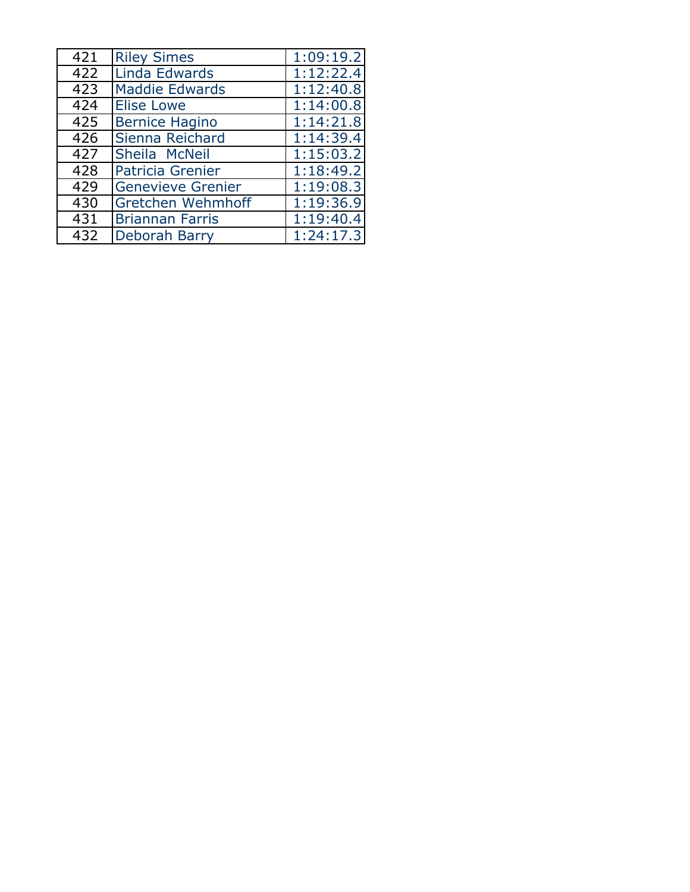| | | |
|---|---|---|
| 421 | Riley Simes | 1:09:19.2 |
| 422 | Linda Edwards | 1:12:22.4 |
| 423 | Maddie Edwards | 1:12:40.8 |
| 424 | Elise Lowe | 1:14:00.8 |
| 425 | Bernice Hagino | 1:14:21.8 |
| 426 | Sienna Reichard | 1:14:39.4 |
| 427 | Sheila  McNeil | 1:15:03.2 |
| 428 | Patricia Grenier | 1:18:49.2 |
| 429 | Genevieve Grenier | 1:19:08.3 |
| 430 | Gretchen Wehmhoff | 1:19:36.9 |
| 431 | Briannan Farris | 1:19:40.4 |
| 432 | Deborah Barry | 1:24:17.3 |